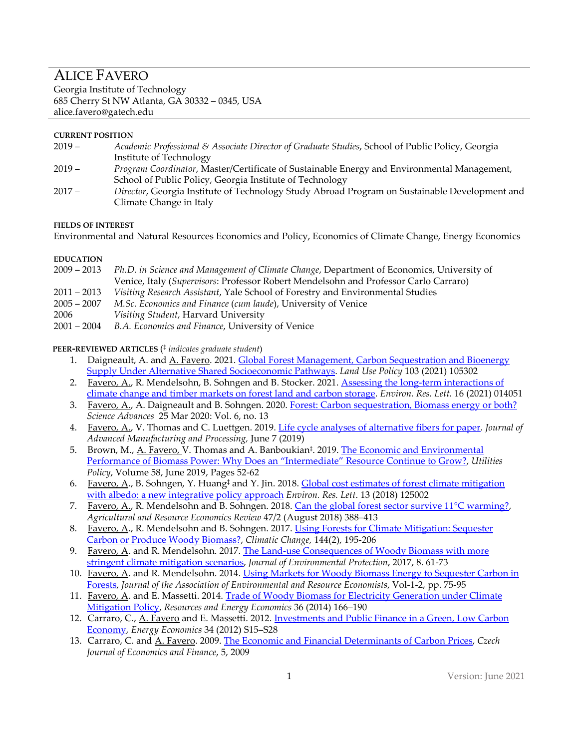# ALICE FAVERO

Georgia Institute of Technology
685 Cherry St NW Atlanta, GA 30332 – 0345, USA
alice.favero@gatech.edu

## CURRENT POSITION

2019 – *Academic Professional & Associate Director of Graduate Studies*, School of Public Policy, Georgia Institute of Technology

2019 – *Program Coordinator*, Master/Certificate of Sustainable Energy and Environmental Management, School of Public Policy, Georgia Institute of Technology

2017 – *Director*, Georgia Institute of Technology Study Abroad Program on Sustainable Development and Climate Change in Italy

## FIELDS OF INTEREST

Environmental and Natural Resources Economics and Policy, Economics of Climate Change, Energy Economics

## EDUCATION

2009 – 2013 *Ph.D. in Science and Management of Climate Change*, Department of Economics, University of Venice, Italy (*Supervisors*: Professor Robert Mendelsohn and Professor Carlo Carraro)

2011 – 2013 *Visiting Research Assistant*, Yale School of Forestry and Environmental Studies

2005 – 2007 *M.Sc. Economics and Finance* (*cum laude*), University of Venice

2006 *Visiting Student*, Harvard University

2001 – 2004 *B.A. Economics and Finance*, University of Venice

## PEER-REVIEWED ARTICLES (‡ *indicates graduate student*)

1. Daigneault, A. and A. Favero. 2021. Global Forest Management, Carbon Sequestration and Bioenergy Supply Under Alternative Shared Socioeconomic Pathways. *Land Use Policy* 103 (2021) 105302
2. Favero, A., R. Mendelsohn, B. Sohngen and B. Stocker. 2021. Assessing the long-term interactions of climate change and timber markets on forest land and carbon storage. *Environ. Res. Lett.* 16 (2021) 014051
3. Favero, A., A. Daigneault and B. Sohngen. 2020. Forest: Carbon sequestration, Biomass energy or both? *Science Advances* 25 Mar 2020: Vol. 6, no. 13
4. Favero, A., V. Thomas and C. Luettgen. 2019. Life cycle analyses of alternative fibers for paper. *Journal of Advanced Manufacturing and Processing,* June 7 (2019)
5. Brown, M., A. Favero, V. Thomas and A. Banboukian‡. 2019. The Economic and Environmental Performance of Biomass Power: Why Does an "Intermediate" Resource Continue to Grow?, *Utilities Policy*, Volume 58, June 2019, Pages 52-62
6. Favero, A., B. Sohngen, Y. Huang‡ and Y. Jin. 2018. Global cost estimates of forest climate mitigation with albedo: a new integrative policy approach *Environ. Res. Lett*. 13 (2018) 125002
7. Favero, A., R. Mendelsohn and B. Sohngen. 2018. Can the global forest sector survive 11°C warming?, *Agricultural and Resource Economics Review* 47/2 (August 2018) 388–413
8. Favero, A., R. Mendelsohn and B. Sohngen. 2017. Using Forests for Climate Mitigation: Sequester Carbon or Produce Woody Biomass?, *Climatic Change,* 144(2), 195-206
9. Favero, A. and R. Mendelsohn. 2017. The Land-use Consequences of Woody Biomass with more stringent climate mitigation scenarios, *Journal of Environmental Protection*, 2017, 8. 61-73
10. Favero, A. and R. Mendelsohn. 2014. Using Markets for Woody Biomass Energy to Sequester Carbon in Forests, *Journal of the Association of Environmental and Resource Economists*, Vol-1-2, pp. 75-95
11. Favero, A. and E. Massetti. 2014. Trade of Woody Biomass for Electricity Generation under Climate Mitigation Policy, *Resources and Energy Economics* 36 (2014) 166–190
12. Carraro, C., A. Favero and E. Massetti. 2012. Investments and Public Finance in a Green, Low Carbon Economy, *Energy Economics* 34 (2012) S15–S28
13. Carraro, C. and A. Favero. 2009. The Economic and Financial Determinants of Carbon Prices, *Czech Journal of Economics and Finance*, 5, 2009

Version: June 2021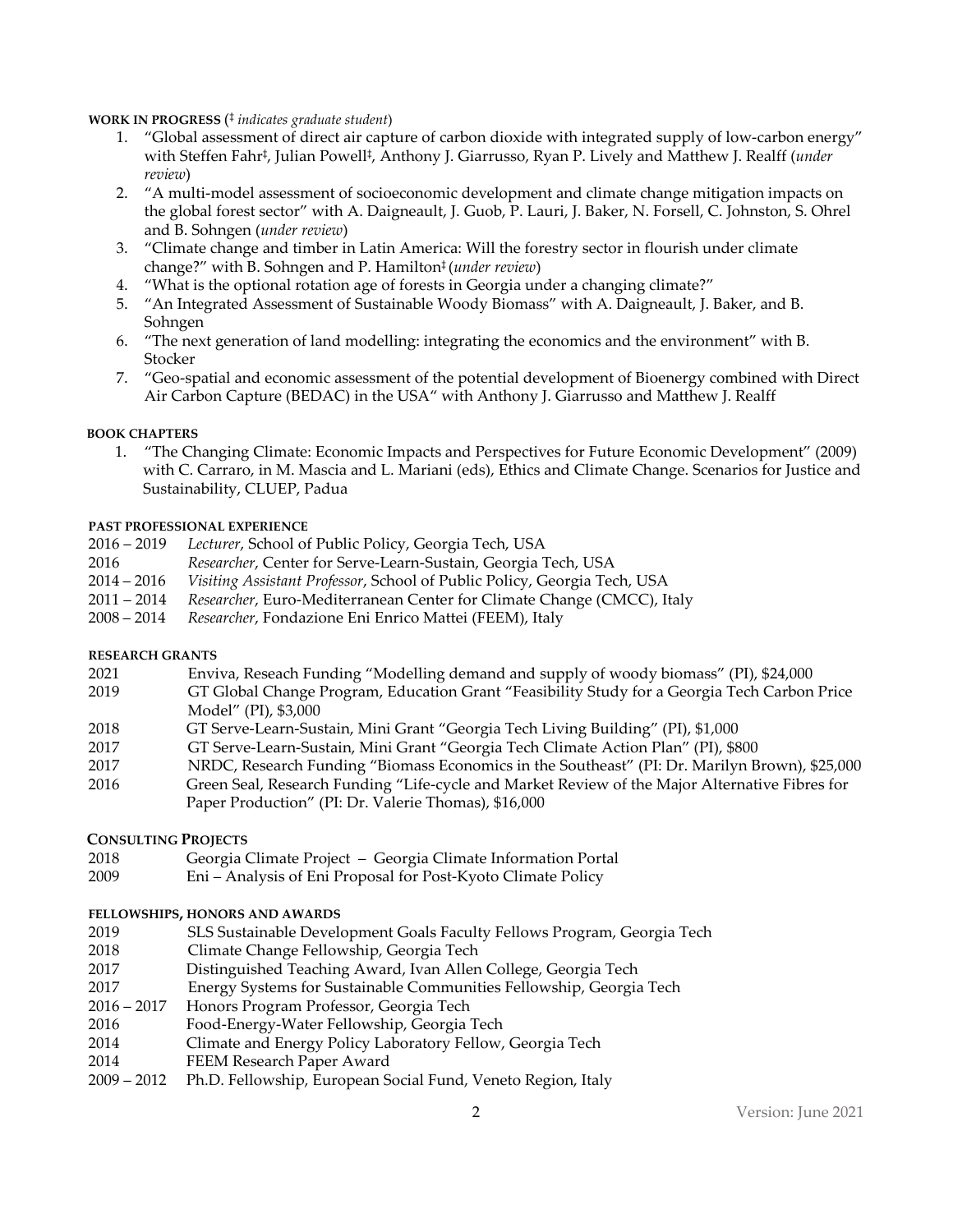**WORK IN PROGRESS** (‡ *indicates graduate student*)

1. "Global assessment of direct air capture of carbon dioxide with integrated supply of low-carbon energy" with Steffen Fahr‡, Julian Powell‡, Anthony J. Giarrusso, Ryan P. Lively and Matthew J. Realff (*under review*)
2. "A multi-model assessment of socioeconomic development and climate change mitigation impacts on the global forest sector" with A. Daigneault, J. Guob, P. Lauri, J. Baker, N. Forsell, C. Johnston, S. Ohrel and B. Sohngen (*under review*)
3. "Climate change and timber in Latin America: Will the forestry sector in flourish under climate change?" with B. Sohngen and P. Hamilton‡ (*under review*)
4. "What is the optional rotation age of forests in Georgia under a changing climate?"
5. "An Integrated Assessment of Sustainable Woody Biomass" with A. Daigneault, J. Baker, and B. Sohngen
6. "The next generation of land modelling: integrating the economics and the environment" with B. Stocker
7. "Geo-spatial and economic assessment of the potential development of Bioenergy combined with Direct Air Carbon Capture (BEDAC) in the USA" with Anthony J. Giarrusso and Matthew J. Realff

**BOOK CHAPTERS**

1. "The Changing Climate: Economic Impacts and Perspectives for Future Economic Development" (2009) with C. Carraro, in M. Mascia and L. Mariani (eds), Ethics and Climate Change. Scenarios for Justice and Sustainability, CLUEP, Padua

**PAST PROFESSIONAL EXPERIENCE**

2016 – 2019 *Lecturer*, School of Public Policy, Georgia Tech, USA
2016 *Researcher*, Center for Serve-Learn-Sustain, Georgia Tech, USA
2014 – 2016 *Visiting Assistant Professor*, School of Public Policy, Georgia Tech, USA
2011 – 2014 *Researcher*, Euro-Mediterranean Center for Climate Change (CMCC), Italy
2008 – 2014 *Researcher*, Fondazione Eni Enrico Mattei (FEEM), Italy

**RESEARCH GRANTS**

2021 Enviva, Reseach Funding "Modelling demand and supply of woody biomass" (PI), $24,000
2019 GT Global Change Program, Education Grant "Feasibility Study for a Georgia Tech Carbon Price Model" (PI), $3,000
2018 GT Serve-Learn-Sustain, Mini Grant "Georgia Tech Living Building" (PI), $1,000
2017 GT Serve-Learn-Sustain, Mini Grant "Georgia Tech Climate Action Plan" (PI), $800
2017 NRDC, Research Funding "Biomass Economics in the Southeast" (PI: Dr. Marilyn Brown), $25,000
2016 Green Seal, Research Funding "Life-cycle and Market Review of the Major Alternative Fibres for Paper Production" (PI: Dr. Valerie Thomas), $16,000

**CONSULTING PROJECTS**

2018 Georgia Climate Project – Georgia Climate Information Portal
2009 Eni – Analysis of Eni Proposal for Post-Kyoto Climate Policy

**FELLOWSHIPS, HONORS AND AWARDS**

2019 SLS Sustainable Development Goals Faculty Fellows Program, Georgia Tech
2018 Climate Change Fellowship, Georgia Tech
2017 Distinguished Teaching Award, Ivan Allen College, Georgia Tech
2017 Energy Systems for Sustainable Communities Fellowship, Georgia Tech
2016 – 2017 Honors Program Professor, Georgia Tech
2016 Food-Energy-Water Fellowship, Georgia Tech
2014 Climate and Energy Policy Laboratory Fellow, Georgia Tech
2014 FEEM Research Paper Award
2009 – 2012 Ph.D. Fellowship, European Social Fund, Veneto Region, Italy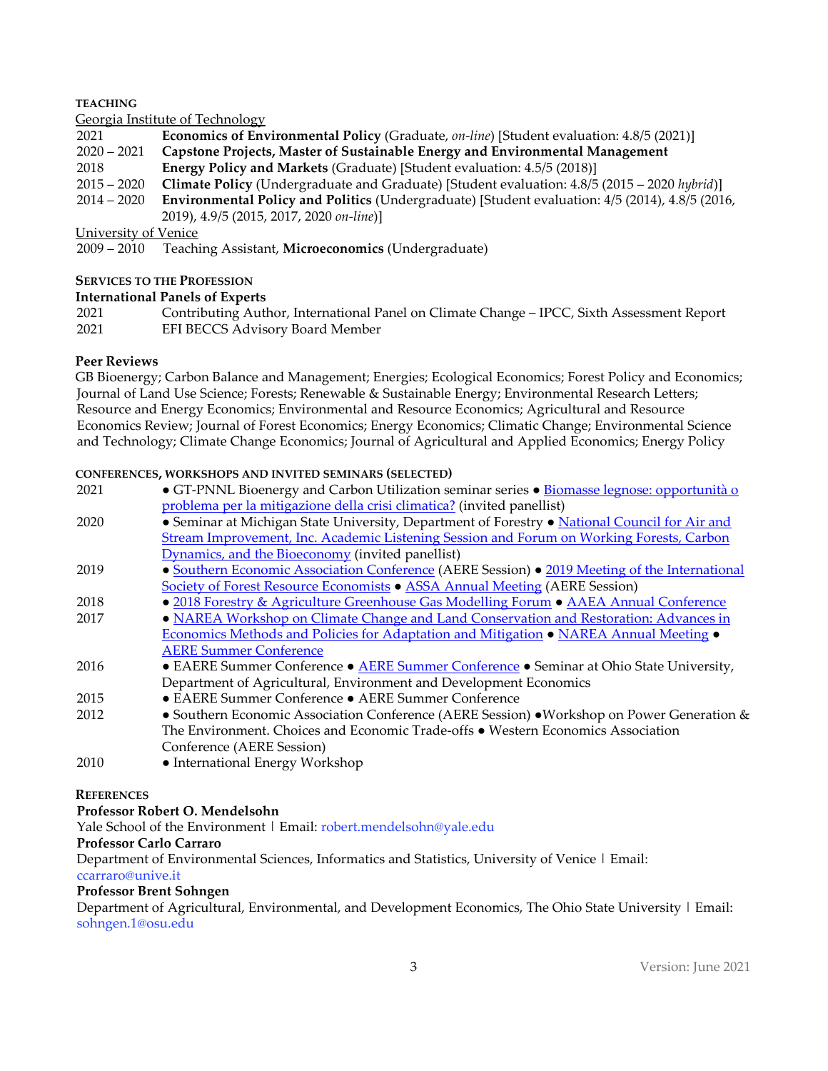## TEACHING

Georgia Institute of Technology

| | |
|---|---|
| 2021 | **Economics of Environmental Policy** (Graduate, *on-line*) [Student evaluation: 4.8/5 (2021)] |
| 2020 – 2021 | **Capstone Projects, Master of Sustainable Energy and Environmental Management** |
| 2018 | **Energy Policy and Markets** (Graduate) [Student evaluation: 4.5/5 (2018)] |
| 2015 – 2020 | **Climate Policy** (Undergraduate and Graduate) [Student evaluation: 4.8/5 (2015 – 2020 *hybrid*)] |
| 2014 – 2020 | **Environmental Policy and Politics** (Undergraduate) [Student evaluation: 4/5 (2014), 4.8/5 (2016, 2019), 4.9/5 (2015, 2017, 2020 *on-line*)] |

University of Venice

| | |
|---|---|
| 2009 – 2010 | Teaching Assistant, **Microeconomics** (Undergraduate) |

## SERVICES TO THE PROFESSION

**International Panels of Experts**

| | |
|---|---|
| 2021 | Contributing Author, International Panel on Climate Change – IPCC, Sixth Assessment Report |
| 2021 | EFI BECCS Advisory Board Member |

**Peer Reviews**

GB Bioenergy; Carbon Balance and Management; Energies; Ecological Economics; Forest Policy and Economics; Journal of Land Use Science; Forests; Renewable & Sustainable Energy; Environmental Research Letters; Resource and Energy Economics; Environmental and Resource Economics; Agricultural and Resource Economics Review; Journal of Forest Economics; Energy Economics; Climatic Change; Environmental Science and Technology; Climate Change Economics; Journal of Agricultural and Applied Economics; Energy Policy

## CONFERENCES, WORKSHOPS AND INVITED SEMINARS (SELECTED)

| | |
|---|---|
| 2021 | ● GT-PNNL Bioenergy and Carbon Utilization seminar series ● Biomasse legnose: opportunità o problema per la mitigazione della crisi climatica? (invited panellist) |
| 2020 | ● Seminar at Michigan State University, Department of Forestry ● National Council for Air and Stream Improvement, Inc. Academic Listening Session and Forum on Working Forests, Carbon Dynamics, and the Bioeconomy (invited panellist) |
| 2019 | ● Southern Economic Association Conference (AERE Session) ● 2019 Meeting of the International Society of Forest Resource Economists ● ASSA Annual Meeting (AERE Session) |
| 2018 | ● 2018 Forestry & Agriculture Greenhouse Gas Modelling Forum ● AAEA Annual Conference |
| 2017 | ● NAREA Workshop on Climate Change and Land Conservation and Restoration: Advances in Economics Methods and Policies for Adaptation and Mitigation ● NAREA Annual Meeting ● AERE Summer Conference |
| 2016 | ● EAERE Summer Conference ● AERE Summer Conference ● Seminar at Ohio State University, Department of Agricultural, Environment and Development Economics |
| 2015 | ● EAERE Summer Conference ● AERE Summer Conference |
| 2012 | ● Southern Economic Association Conference (AERE Session) ●Workshop on Power Generation & The Environment. Choices and Economic Trade-offs ● Western Economics Association Conference (AERE Session) |
| 2010 | ● International Energy Workshop |

## REFERENCES

**Professor Robert O. Mendelsohn**
Yale School of the Environment | Email: robert.mendelsohn@yale.edu

**Professor Carlo Carraro**
Department of Environmental Sciences, Informatics and Statistics, University of Venice | Email: ccarraro@unive.it

**Professor Brent Sohngen**
Department of Agricultural, Environmental, and Development Economics, The Ohio State University | Email: sohngen.1@osu.edu

Version: June 2021